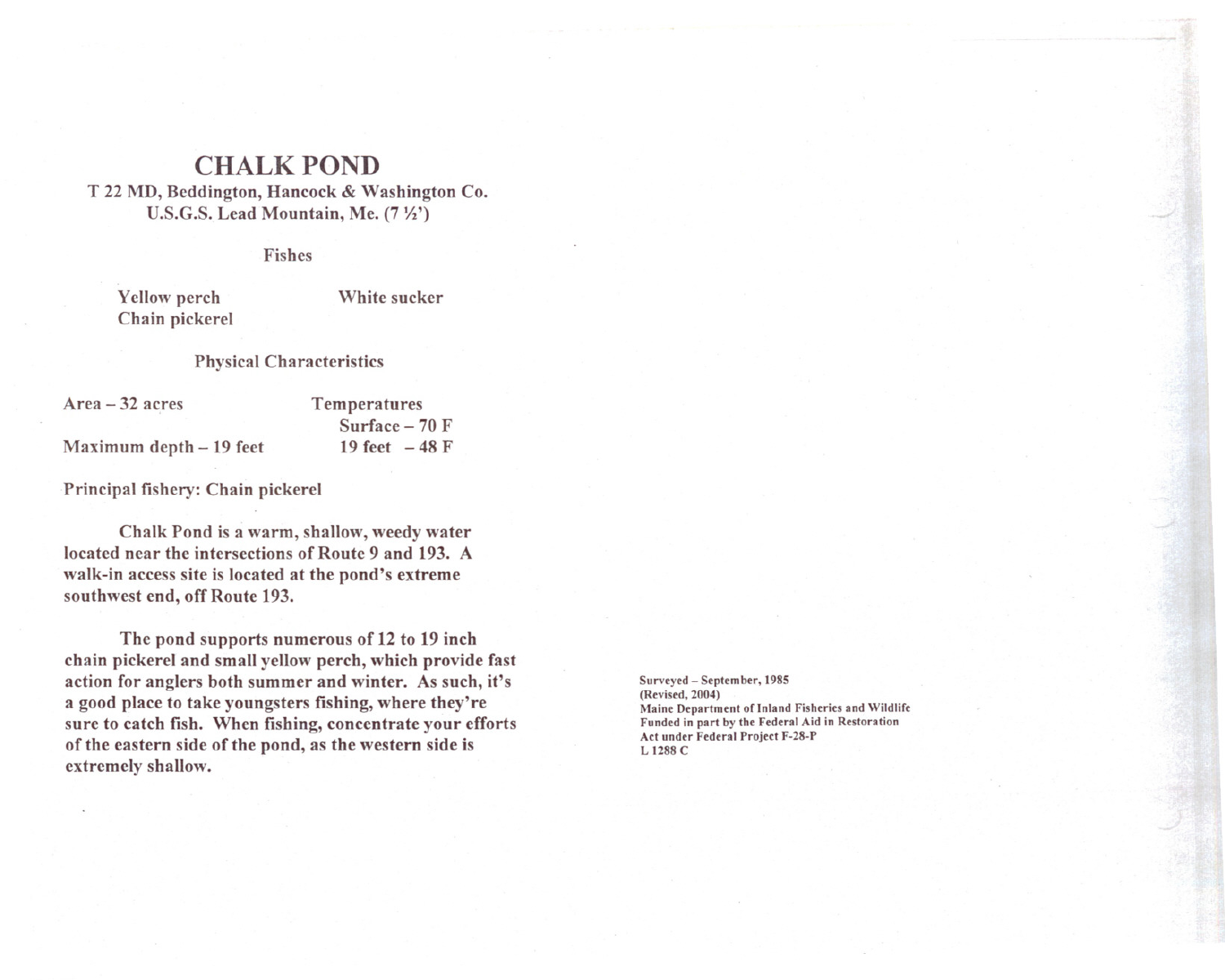# CHALK POND

T 22 MD, Beddington, Hancock & Washington Co.
U.S.G.S. Lead Mountain, Me. (7 ½')

## Fishes

| | |
|---|---|
| Yellow perch | White sucker |
| Chain pickerel | |

## Physical Characteristics

| | |
|---|---|
| Area – 32 acres | Temperatures |
| | Surface – 70 F |
| Maximum depth – 19 feet | 19 feet – 48 F |

Principal fishery: Chain pickerel

Chalk Pond is a warm, shallow, weedy water located near the intersections of Route 9 and 193. A walk-in access site is located at the pond's extreme southwest end, off Route 193.

The pond supports numerous of 12 to 19 inch chain pickerel and small yellow perch, which provide fast action for anglers both summer and winter. As such, it's a good place to take youngsters fishing, where they're sure to catch fish. When fishing, concentrate your efforts of the eastern side of the pond, as the western side is extremely shallow.

Surveyed – September, 1985
(Revised, 2004)
Maine Department of Inland Fisheries and Wildlife
Funded in part by the Federal Aid in Restoration
Act under Federal Project F-28-P
L 1288 C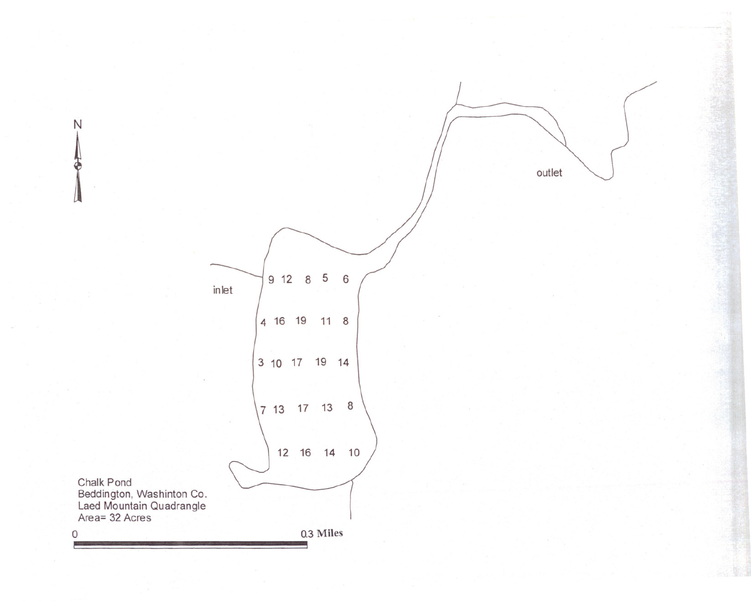N

outlet

inlet

9 12 8 5 6

4 16 19 11 8

3 10 17 19 14

7 13 17 13 8

12 16 14 10

Chalk Pond
Beddington, Washinton Co.
Laed Mountain Quadrangle
Area= 32 Acres

0

0.3 Miles